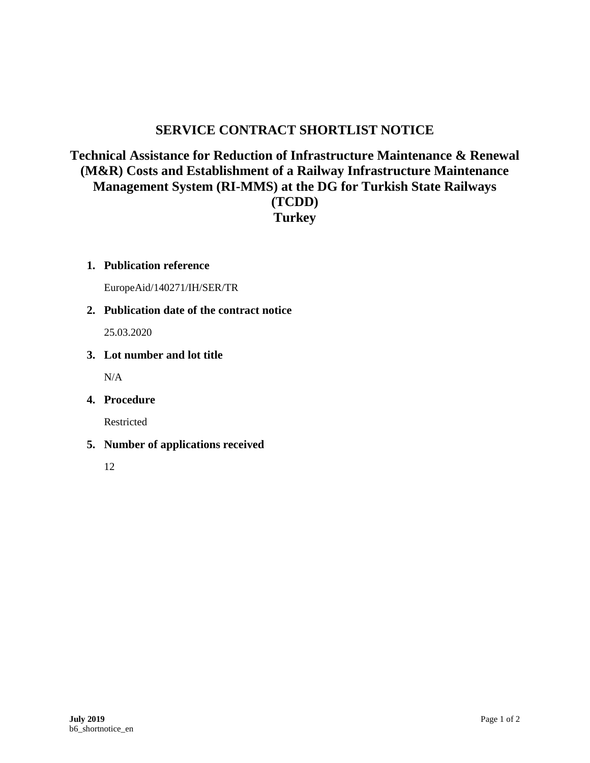# SERVICE CONTRACT SHORTLIST NOTICE

## Technical Assistance for Reduction of Infrastructure Maintenance & Renewal (M&R) Costs and Establishment of a Railway Infrastructure Maintenance Management System (RI-MMS) at the DG for Turkish State Railways (TCDD)
## Turkey

1. **Publication reference**

   EuropeAid/140271/IH/SER/TR

2. **Publication date of the contract notice**

   25.03.2020

3. **Lot number and lot title**

   N/A

4. **Procedure**

   Restricted

5. **Number of applications received**

   12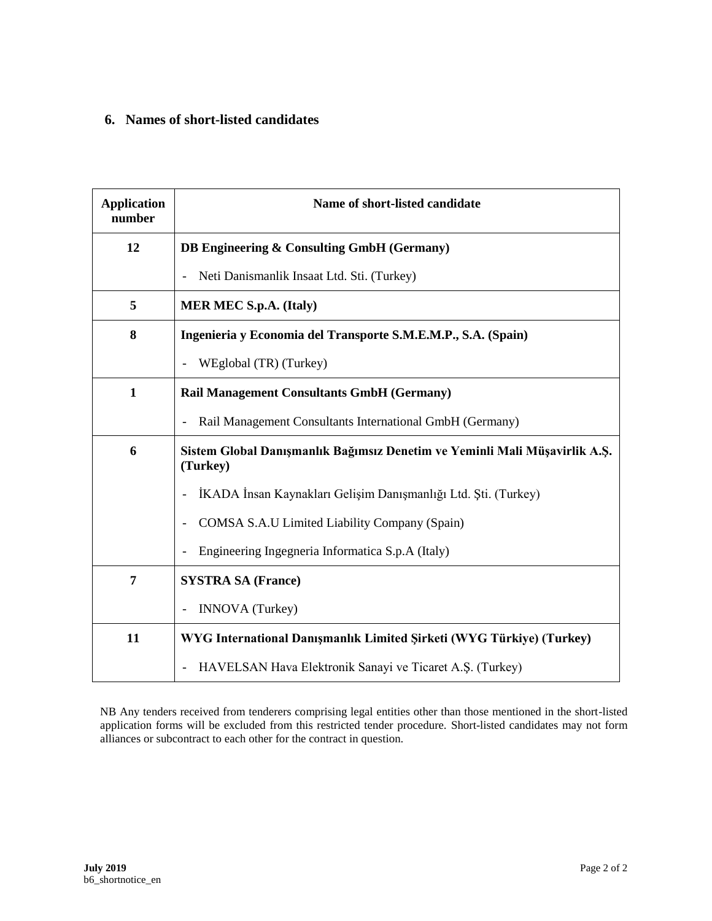## 6. Names of short-listed candidates

| Application number | Name of short-listed candidate |
|---|---|
| 12 | **DB Engineering & Consulting GmbH (Germany)**<br>- Neti Danismanlik Insaat Ltd. Sti. (Turkey) |
| 5 | **MER MEC S.p.A. (Italy)** |
| 8 | **Ingenieria y Economia del Transporte S.M.E.M.P., S.A. (Spain)**<br>- WEglobal (TR) (Turkey) |
| 1 | **Rail Management Consultants GmbH (Germany)**<br>- Rail Management Consultants International GmbH (Germany) |
| 6 | **Sistem Global Danışmanlık Bağımsız Denetim ve Yeminli Mali Müşavirlik A.Ş. (Turkey)**<br>- İKADA İnsan Kaynakları Gelişim Danışmanlığı Ltd. Şti. (Turkey)<br>- COMSA S.A.U Limited Liability Company (Spain)<br>- Engineering Ingegneria Informatica S.p.A (Italy) |
| 7 | **SYSTRA SA (France)**<br>- INNOVA (Turkey) |
| 11 | **WYG International Danışmanlık Limited Şirketi (WYG Türkiye) (Turkey)**<br>- HAVELSAN Hava Elektronik Sanayi ve Ticaret A.Ş. (Turkey) |

NB Any tenders received from tenderers comprising legal entities other than those mentioned in the short-listed application forms will be excluded from this restricted tender procedure. Short-listed candidates may not form alliances or subcontract to each other for the contract in question.

**July 2019**
b6_shortnotice_en